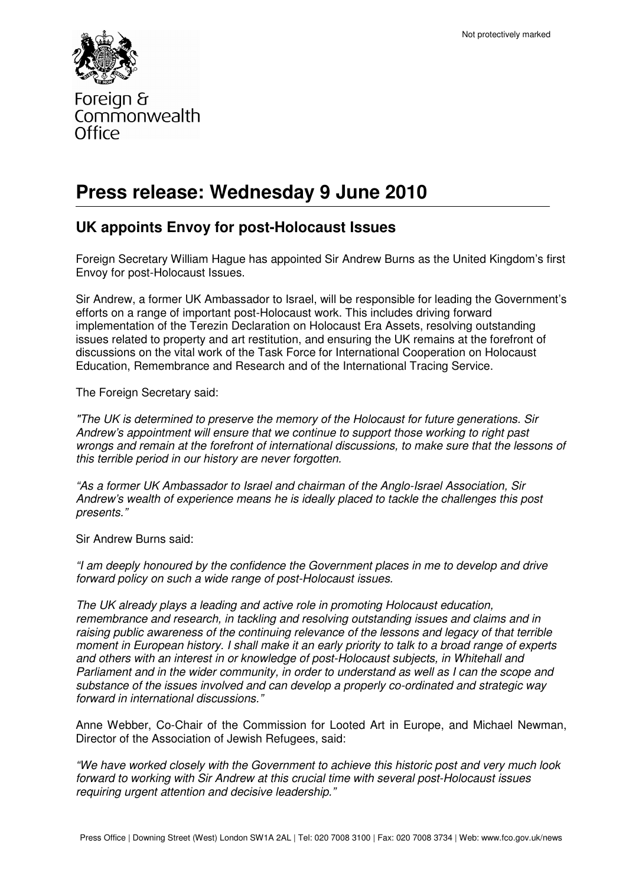Not protectively marked

Foreign & Commonwealth Office

# Press release: Wednesday 9 June 2010

## UK appoints Envoy for post-Holocaust Issues

Foreign Secretary William Hague has appointed Sir Andrew Burns as the United Kingdom's first Envoy for post-Holocaust Issues.

Sir Andrew, a former UK Ambassador to Israel, will be responsible for leading the Government's efforts on a range of important post-Holocaust work. This includes driving forward implementation of the Terezin Declaration on Holocaust Era Assets, resolving outstanding issues related to property and art restitution, and ensuring the UK remains at the forefront of discussions on the vital work of the Task Force for International Cooperation on Holocaust Education, Remembrance and Research and of the International Tracing Service.

The Foreign Secretary said:

*"The UK is determined to preserve the memory of the Holocaust for future generations. Sir Andrew's appointment will ensure that we continue to support those working to right past wrongs and remain at the forefront of international discussions, to make sure that the lessons of this terrible period in our history are never forgotten.*

*"As a former UK Ambassador to Israel and chairman of the Anglo-Israel Association, Sir Andrew's wealth of experience means he is ideally placed to tackle the challenges this post presents."*

Sir Andrew Burns said:

*"I am deeply honoured by the confidence the Government places in me to develop and drive forward policy on such a wide range of post-Holocaust issues.*

*The UK already plays a leading and active role in promoting Holocaust education, remembrance and research, in tackling and resolving outstanding issues and claims and in raising public awareness of the continuing relevance of the lessons and legacy of that terrible moment in European history. I shall make it an early priority to talk to a broad range of experts and others with an interest in or knowledge of post-Holocaust subjects, in Whitehall and Parliament and in the wider community, in order to understand as well as I can the scope and substance of the issues involved and can develop a properly co-ordinated and strategic way forward in international discussions."*

Anne Webber, Co-Chair of the Commission for Looted Art in Europe, and Michael Newman, Director of the Association of Jewish Refugees, said:

*"We have worked closely with the Government to achieve this historic post and very much look forward to working with Sir Andrew at this crucial time with several post-Holocaust issues requiring urgent attention and decisive leadership."*

Press Office | Downing Street (West) London SW1A 2AL | Tel: 020 7008 3100 | Fax: 020 7008 3734 | Web: www.fco.gov.uk/news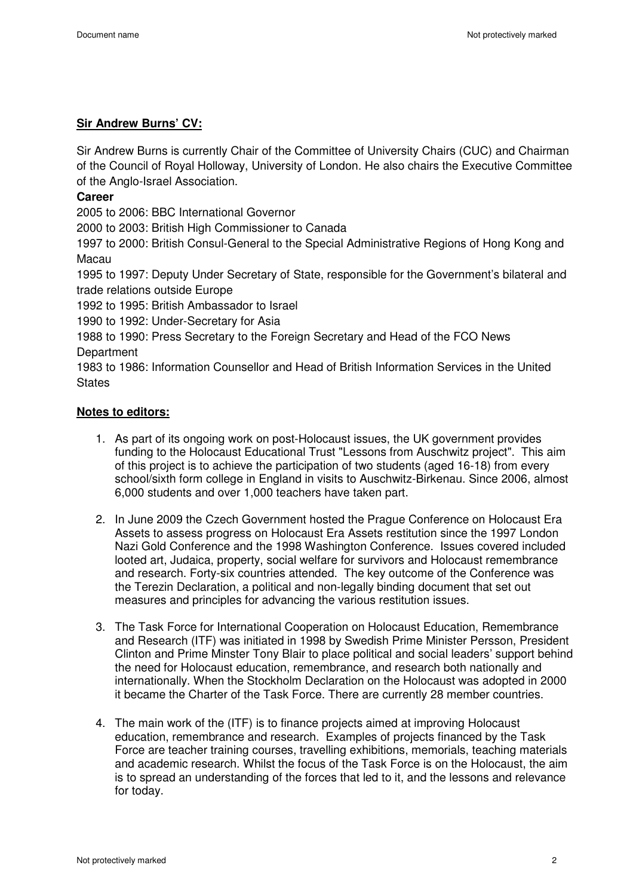**Sir Andrew Burns' CV:**

Sir Andrew Burns is currently Chair of the Committee of University Chairs (CUC) and Chairman of the Council of Royal Holloway, University of London. He also chairs the Executive Committee of the Anglo-Israel Association.

**Career**

2005 to 2006: BBC International Governor

2000 to 2003: British High Commissioner to Canada

1997 to 2000: British Consul-General to the Special Administrative Regions of Hong Kong and Macau

1995 to 1997: Deputy Under Secretary of State, responsible for the Government's bilateral and trade relations outside Europe

1992 to 1995: British Ambassador to Israel

1990 to 1992: Under-Secretary for Asia

1988 to 1990: Press Secretary to the Foreign Secretary and Head of the FCO News Department

1983 to 1986: Information Counsellor and Head of British Information Services in the United States

**Notes to editors:**

1. As part of its ongoing work on post-Holocaust issues, the UK government provides funding to the Holocaust Educational Trust "Lessons from Auschwitz project". This aim of this project is to achieve the participation of two students (aged 16-18) from every school/sixth form college in England in visits to Auschwitz-Birkenau. Since 2006, almost 6,000 students and over 1,000 teachers have taken part.

2. In June 2009 the Czech Government hosted the Prague Conference on Holocaust Era Assets to assess progress on Holocaust Era Assets restitution since the 1997 London Nazi Gold Conference and the 1998 Washington Conference. Issues covered included looted art, Judaica, property, social welfare for survivors and Holocaust remembrance and research. Forty-six countries attended. The key outcome of the Conference was the Terezin Declaration, a political and non-legally binding document that set out measures and principles for advancing the various restitution issues.

3. The Task Force for International Cooperation on Holocaust Education, Remembrance and Research (ITF) was initiated in 1998 by Swedish Prime Minister Persson, President Clinton and Prime Minster Tony Blair to place political and social leaders' support behind the need for Holocaust education, remembrance, and research both nationally and internationally. When the Stockholm Declaration on the Holocaust was adopted in 2000 it became the Charter of the Task Force. There are currently 28 member countries.

4. The main work of the (ITF) is to finance projects aimed at improving Holocaust education, remembrance and research. Examples of projects financed by the Task Force are teacher training courses, travelling exhibitions, memorials, teaching materials and academic research. Whilst the focus of the Task Force is on the Holocaust, the aim is to spread an understanding of the forces that led to it, and the lessons and relevance for today.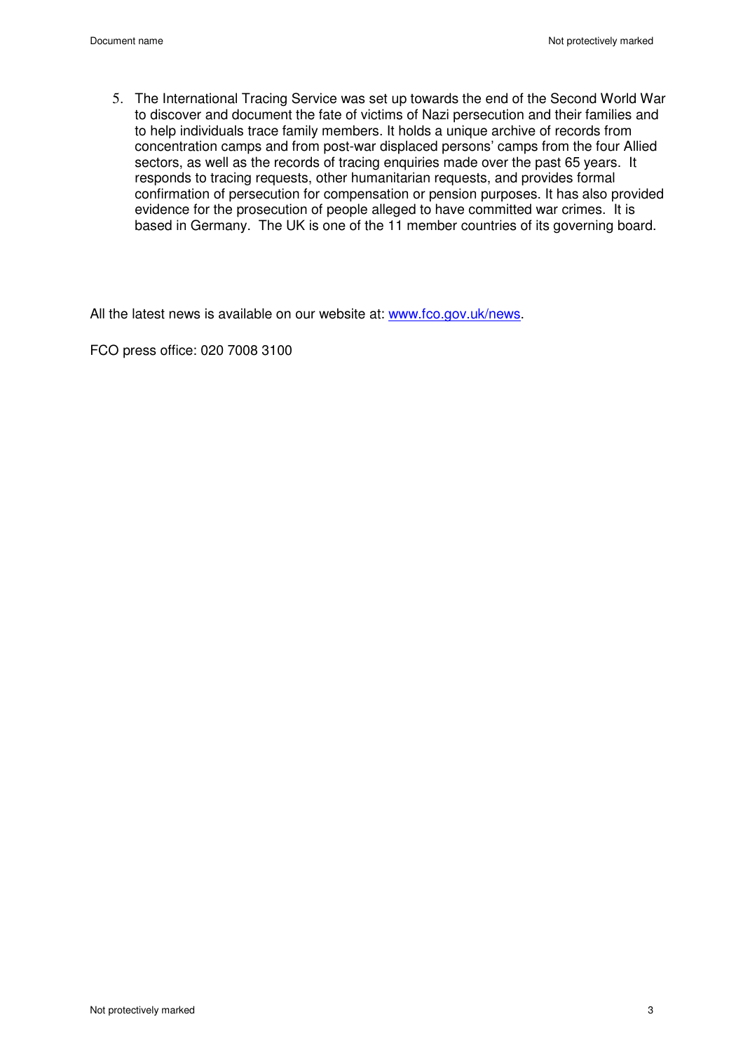5. The International Tracing Service was set up towards the end of the Second World War to discover and document the fate of victims of Nazi persecution and their families and to help individuals trace family members. It holds a unique archive of records from concentration camps and from post-war displaced persons' camps from the four Allied sectors, as well as the records of tracing enquiries made over the past 65 years. It responds to tracing requests, other humanitarian requests, and provides formal confirmation of persecution for compensation or pension purposes. It has also provided evidence for the prosecution of people alleged to have committed war crimes. It is based in Germany. The UK is one of the 11 member countries of its governing board.

All the latest news is available on our website at: [www.fco.gov.uk/news](www.fco.gov.uk/news).

FCO press office: 020 7008 3100